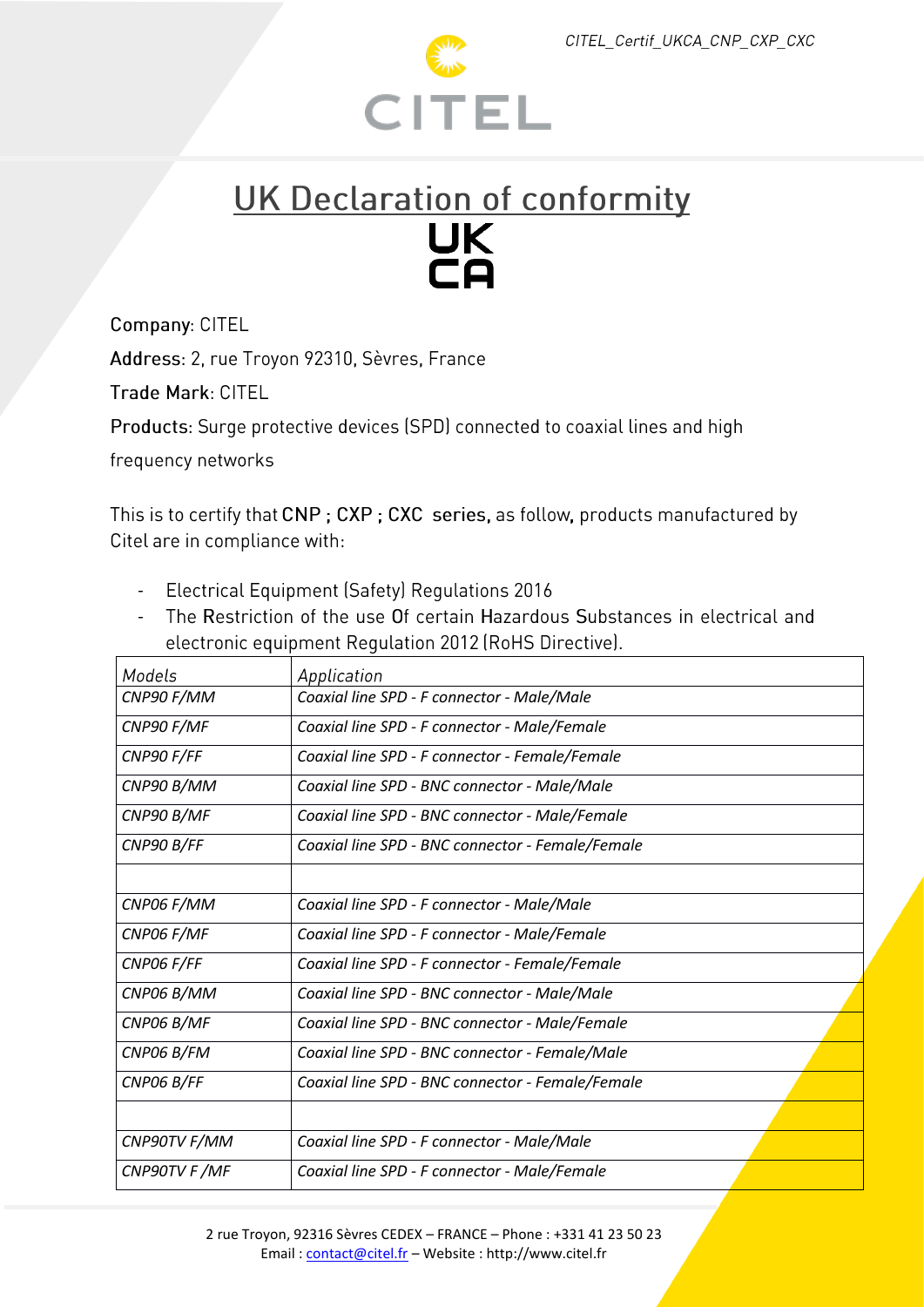# UK Declaration of conformity

UK
CA

Company: CITEL

Address: 2, rue Troyon 92310, Sèvres, France

Trade Mark: CITEL

Products: Surge protective devices (SPD) connected to coaxial lines and high frequency networks

This is to certify that CNP ; CXP ; CXC series, as follow, products manufactured by Citel are in compliance with:

- Electrical Equipment (Safety) Regulations 2016
- The Restriction of the use Of certain Hazardous Substances in electrical and electronic equipment Regulation 2012 (RoHS Directive).

| *Models* | *Application* |
|---|---|
| *CNP90 F/MM* | *Coaxial line SPD - F connector - Male/Male* |
| *CNP90 F/MF* | *Coaxial line SPD - F connector - Male/Female* |
| *CNP90 F/FF* | *Coaxial line SPD - F connector - Female/Female* |
| *CNP90 B/MM* | *Coaxial line SPD - BNC connector - Male/Male* |
| *CNP90 B/MF* | *Coaxial line SPD - BNC connector - Male/Female* |
| *CNP90 B/FF* | *Coaxial line SPD - BNC connector - Female/Female* |
| | |
| *CNP06 F/MM* | *Coaxial line SPD - F connector - Male/Male* |
| *CNP06 F/MF* | *Coaxial line SPD - F connector - Male/Female* |
| *CNP06 F/FF* | *Coaxial line SPD - F connector - Female/Female* |
| *CNP06 B/MM* | *Coaxial line SPD - BNC connector - Male/Male* |
| *CNP06 B/MF* | *Coaxial line SPD - BNC connector - Male/Female* |
| *CNP06 B/FM* | *Coaxial line SPD - BNC connector - Female/Male* |
| *CNP06 B/FF* | *Coaxial line SPD - BNC connector - Female/Female* |
| | |
| *CNP90TV F/MM* | *Coaxial line SPD - F connector - Male/Male* |
| *CNP90TV F /MF* | *Coaxial line SPD - F connector - Male/Female* |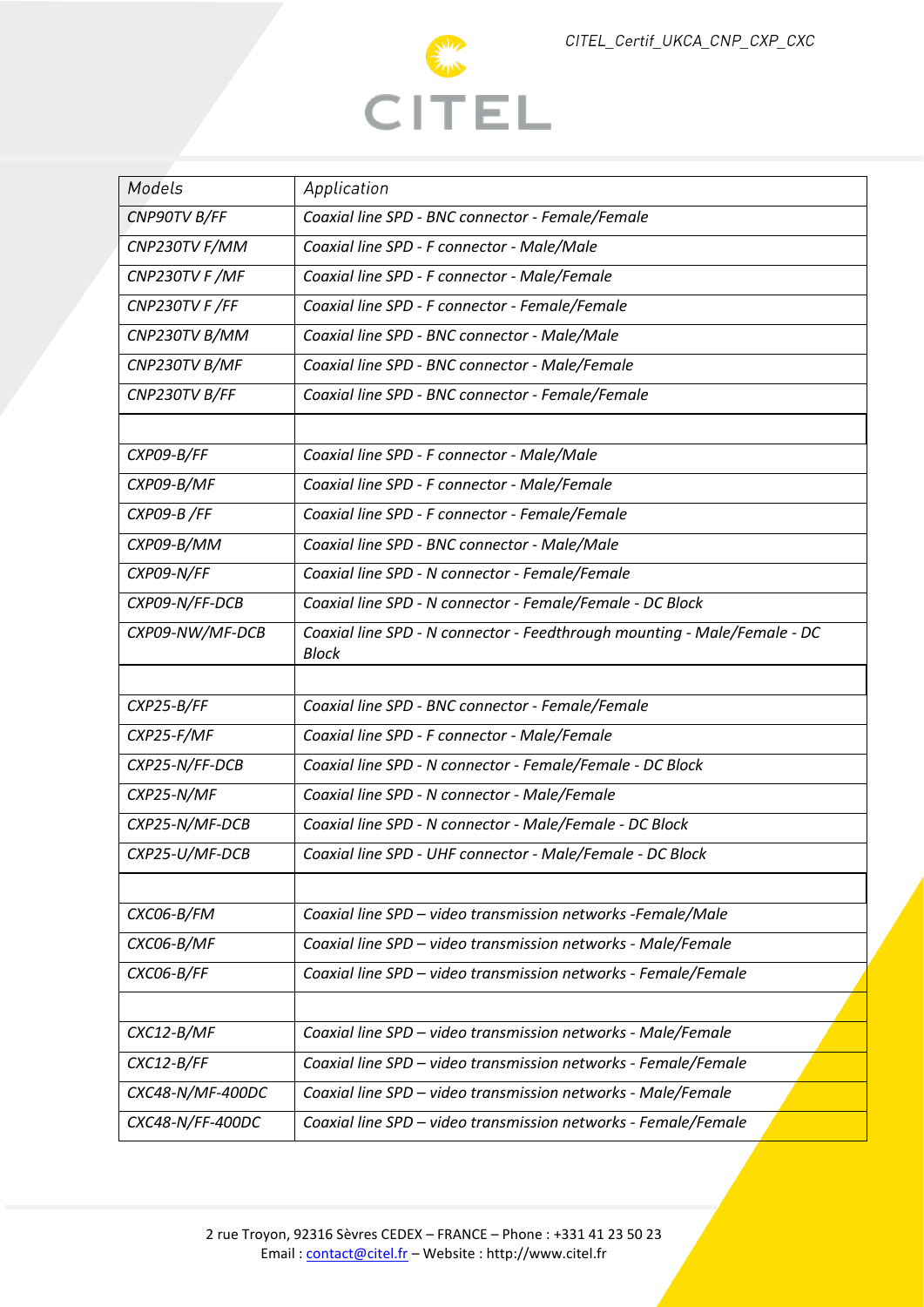| Models | Application |
|---|---|
| CNP90TV B/FF | Coaxial line SPD - BNC connector - Female/Female |
| CNP230TV F/MM | Coaxial line SPD - F connector - Male/Male |
| CNP230TV F /MF | Coaxial line SPD - F connector - Male/Female |
| CNP230TV F /FF | Coaxial line SPD - F connector - Female/Female |
| CNP230TV B/MM | Coaxial line SPD - BNC connector - Male/Male |
| CNP230TV B/MF | Coaxial line SPD - BNC connector - Male/Female |
| CNP230TV B/FF | Coaxial line SPD - BNC connector - Female/Female |
| | |
| CXP09-B/FF | Coaxial line SPD - F connector - Male/Male |
| CXP09-B/MF | Coaxial line SPD - F connector - Male/Female |
| CXP09-B /FF | Coaxial line SPD - F connector - Female/Female |
| CXP09-B/MM | Coaxial line SPD - BNC connector - Male/Male |
| CXP09-N/FF | Coaxial line SPD - N connector - Female/Female |
| CXP09-N/FF-DCB | Coaxial line SPD - N connector - Female/Female - DC Block |
| CXP09-NW/MF-DCB | Coaxial line SPD - N connector - Feedthrough mounting - Male/Female - DC Block |
| | |
| CXP25-B/FF | Coaxial line SPD - BNC connector - Female/Female |
| CXP25-F/MF | Coaxial line SPD - F connector - Male/Female |
| CXP25-N/FF-DCB | Coaxial line SPD - N connector - Female/Female - DC Block |
| CXP25-N/MF | Coaxial line SPD - N connector - Male/Female |
| CXP25-N/MF-DCB | Coaxial line SPD - N connector - Male/Female - DC Block |
| CXP25-U/MF-DCB | Coaxial line SPD - UHF connector - Male/Female - DC Block |
| | |
| CXC06-B/FM | Coaxial line SPD – video transmission networks -Female/Male |
| CXC06-B/MF | Coaxial line SPD – video transmission networks - Male/Female |
| CXC06-B/FF | Coaxial line SPD – video transmission networks - Female/Female |
| | |
| CXC12-B/MF | Coaxial line SPD – video transmission networks - Male/Female |
| CXC12-B/FF | Coaxial line SPD – video transmission networks - Female/Female |
| CXC48-N/MF-400DC | Coaxial line SPD – video transmission networks - Male/Female |
| CXC48-N/FF-400DC | Coaxial line SPD – video transmission networks - Female/Female |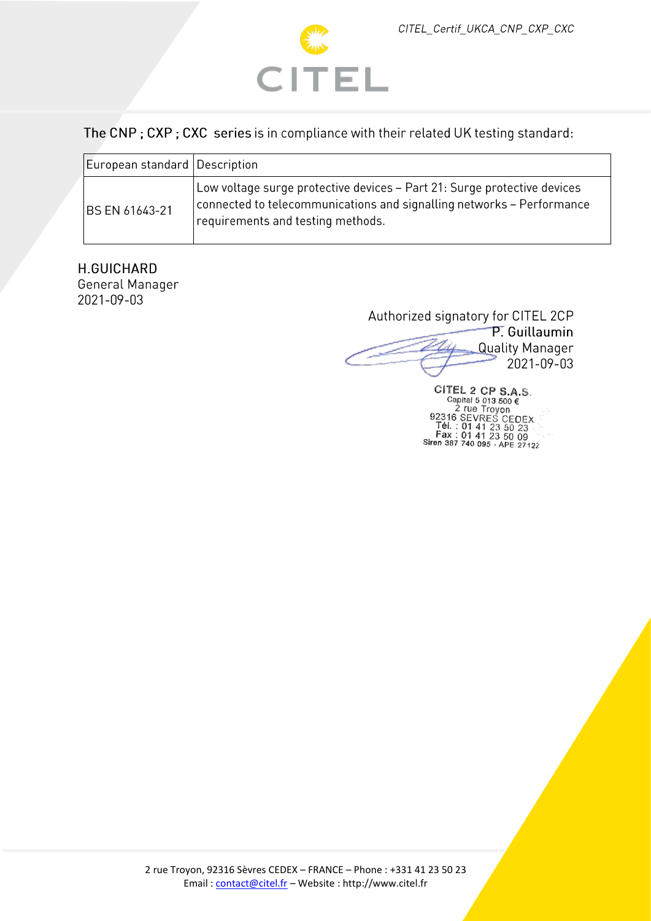The CNP ; CXP ; CXC series is in compliance with their related UK testing standard:

| European standard | Description |
| --- | --- |
| BS EN 61643-21 | Low voltage surge protective devices – Part 21: Surge protective devices connected to telecommunications and signalling networks – Performance requirements and testing methods. |

H.GUICHARD
General Manager
2021-09-03

Authorized signatory for CITEL 2CP
P. Guillaumin
Quality Manager
2021-09-03

CITEL 2 CP S.A.S.
Capital 5 013 500 €
2 rue Troyon
92316 SEVRES CEDEX
Tél. : 01 41 23 50 23
Fax : 01 41 23 50 09
Siren 387 740 095 - APE 2712Z

2 rue Troyon, 92316 Sèvres CEDEX – FRANCE – Phone : +331 41 23 50 23
Email : contact@citel.fr – Website : http://www.citel.fr